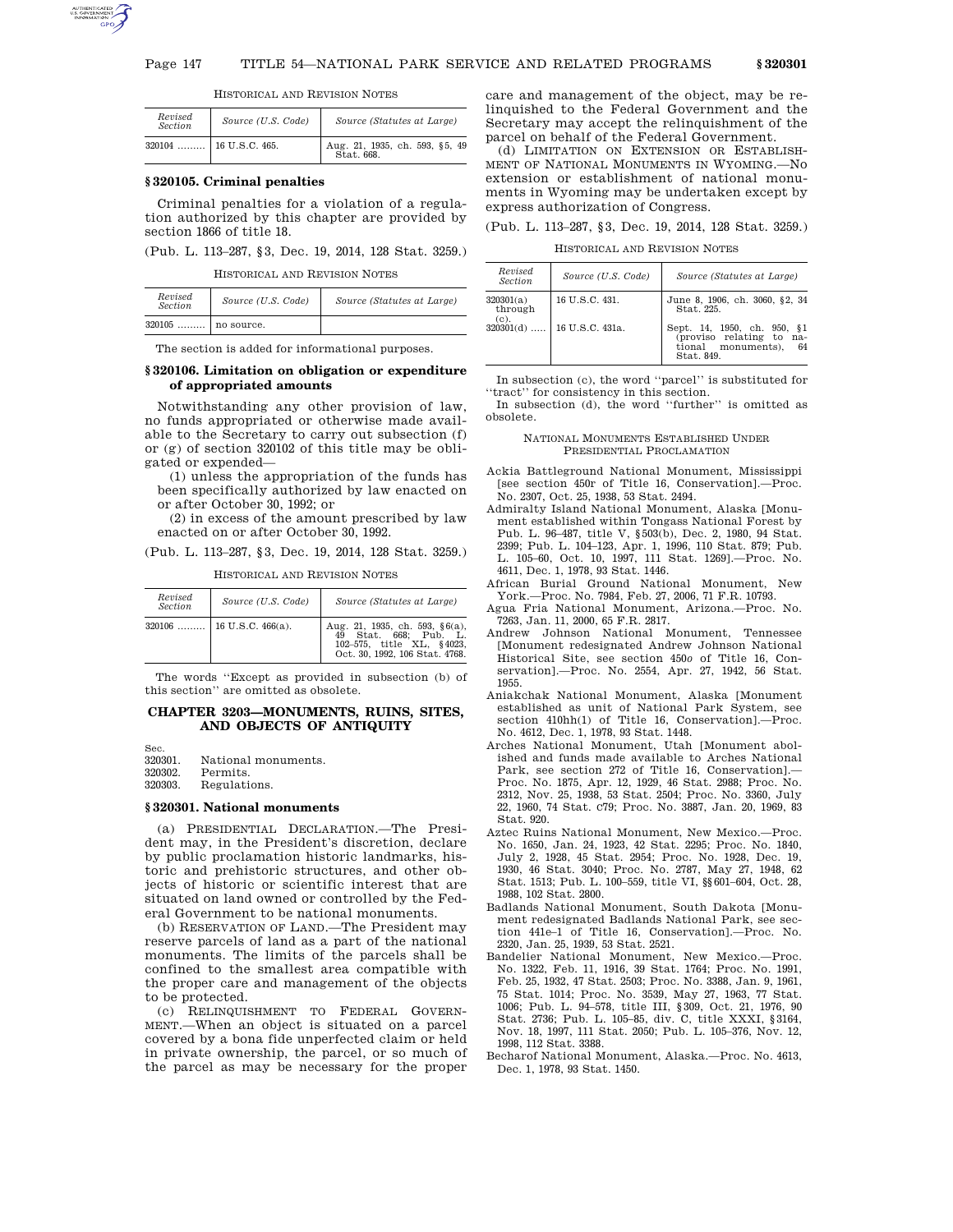HISTORICAL AND REVISION NOTES

| Revised Section | Source (U.S. Code) | Source (Statutes at Large) |
|---|---|---|
| 320104 ......... | 16 U.S.C. 465. | Aug. 21, 1935, ch. 593, §5, 49 Stat. 668. |

### § 320105. Criminal penalties

Criminal penalties for a violation of a regulation authorized by this chapter are provided by section 1866 of title 18.

(Pub. L. 113–287, § 3, Dec. 19, 2014, 128 Stat. 3259.)

HISTORICAL AND REVISION NOTES

| Revised Section | Source (U.S. Code) | Source (Statutes at Large) |
|---|---|---|
| 320105 ......... | no source. | |

The section is added for informational purposes.

### § 320106. Limitation on obligation or expenditure of appropriated amounts

Notwithstanding any other provision of law, no funds appropriated or otherwise made available to the Secretary to carry out subsection (f) or (g) of section 320102 of this title may be obligated or expended—

(1) unless the appropriation of the funds has been specifically authorized by law enacted on or after October 30, 1992; or

(2) in excess of the amount prescribed by law enacted on or after October 30, 1992.

(Pub. L. 113–287, § 3, Dec. 19, 2014, 128 Stat. 3259.)

HISTORICAL AND REVISION NOTES

| Revised Section | Source (U.S. Code) | Source (Statutes at Large) |
|---|---|---|
| 320106 ......... | 16 U.S.C. 466(a). | Aug. 21, 1935, ch. 593, §6(a), 49 Stat. 668; Pub. L. 102–575, title XL, §4023, Oct. 30, 1992, 106 Stat. 4768. |

The words ''Except as provided in subsection (b) of this section'' are omitted as obsolete.

## CHAPTER 3203—MONUMENTS, RUINS, SITES, AND OBJECTS OF ANTIQUITY

| Sec. | |
|---|---|
| 320301. | National monuments. |
| 320302. | Permits. |
| 320303. | Regulations. |

### § 320301. National monuments

(a) PRESIDENTIAL DECLARATION.—The President may, in the President's discretion, declare by public proclamation historic landmarks, historic and prehistoric structures, and other objects of historic or scientific interest that are situated on land owned or controlled by the Federal Government to be national monuments.

(b) RESERVATION OF LAND.—The President may reserve parcels of land as a part of the national monuments. The limits of the parcels shall be confined to the smallest area compatible with the proper care and management of the objects to be protected.

(c) RELINQUISHMENT TO FEDERAL GOVERNMENT.—When an object is situated on a parcel covered by a bona fide unperfected claim or held in private ownership, the parcel, or so much of the parcel as may be necessary for the proper care and management of the object, may be relinquished to the Federal Government and the Secretary may accept the relinquishment of the parcel on behalf of the Federal Government.

(d) LIMITATION ON EXTENSION OR ESTABLISHMENT OF NATIONAL MONUMENTS IN WYOMING.—No extension or establishment of national monuments in Wyoming may be undertaken except by express authorization of Congress.

(Pub. L. 113–287, § 3, Dec. 19, 2014, 128 Stat. 3259.)

HISTORICAL AND REVISION NOTES

| Revised Section | Source (U.S. Code) | Source (Statutes at Large) |
|---|---|---|
| 320301(a) through (c). | 16 U.S.C. 431. | June 8, 1906, ch. 3060, §2, 34 Stat. 225. |
| 320301(d) ..... | 16 U.S.C. 431a. | Sept. 14, 1950, ch. 950, §1 (proviso relating to national monuments), 64 Stat. 849. |

In subsection (c), the word ''parcel'' is substituted for ''tract'' for consistency in this section.

In subsection (d), the word ''further'' is omitted as obsolete.

NATIONAL MONUMENTS ESTABLISHED UNDER PRESIDENTIAL PROCLAMATION

Ackia Battleground National Monument, Mississippi [see section 450r of Title 16, Conservation].—Proc. No. 2307, Oct. 25, 1938, 53 Stat. 2494.

Admiralty Island National Monument, Alaska [Monument established within Tongass National Forest by Pub. L. 96–487, title V, §503(b), Dec. 2, 1980, 94 Stat. 2399; Pub. L. 104–123, Apr. 1, 1996, 110 Stat. 879; Pub. L. 105–60, Oct. 10, 1997, 111 Stat. 1269].—Proc. No. 4611, Dec. 1, 1978, 93 Stat. 1446.

African Burial Ground National Monument, New York.—Proc. No. 7984, Feb. 27, 2006, 71 F.R. 10793.

Agua Fria National Monument, Arizona.—Proc. No. 7263, Jan. 11, 2000, 65 F.R. 2817.

Andrew Johnson National Monument, Tennessee [Monument redesignated Andrew Johnson National Historical Site, see section 450*o* of Title 16, Conservation].—Proc. No. 2554, Apr. 27, 1942, 56 Stat. 1955.

Aniakchak National Monument, Alaska [Monument established as unit of National Park System, see section 410hh(1) of Title 16, Conservation].—Proc. No. 4612, Dec. 1, 1978, 93 Stat. 1448.

Arches National Monument, Utah [Monument abolished and funds made available to Arches National Park, see section 272 of Title 16, Conservation].—Proc. No. 1875, Apr. 12, 1929, 46 Stat. 2988; Proc. No. 2312, Nov. 25, 1938, 53 Stat. 2504; Proc. No. 3360, July 22, 1960, 74 Stat. c79; Proc. No. 3887, Jan. 20, 1969, 83 Stat. 920.

Aztec Ruins National Monument, New Mexico.—Proc. No. 1650, Jan. 24, 1923, 42 Stat. 2295; Proc. No. 1840, July 2, 1928, 45 Stat. 2954; Proc. No. 1928, Dec. 19, 1930, 46 Stat. 3040; Proc. No. 2787, May 27, 1948, 62 Stat. 1513; Pub. L. 100–559, title VI, §§601–604, Oct. 28, 1988, 102 Stat. 2800.

Badlands National Monument, South Dakota [Monument redesignated Badlands National Park, see section 441e–1 of Title 16, Conservation].—Proc. No. 2320, Jan. 25, 1939, 53 Stat. 2521.

Bandelier National Monument, New Mexico.—Proc. No. 1322, Feb. 11, 1916, 39 Stat. 1764; Proc. No. 1991, Feb. 25, 1932, 47 Stat. 2503; Proc. No. 3388, Jan. 9, 1961, 75 Stat. 1014; Proc. No. 3539, May 27, 1963, 77 Stat. 1006; Pub. L. 94–578, title III, §309, Oct. 21, 1976, 90 Stat. 2736; Pub. L. 105–85, div. C, title XXXI, §3164, Nov. 18, 1997, 111 Stat. 2050; Pub. L. 105–376, Nov. 12, 1998, 112 Stat. 3388.

Becharof National Monument, Alaska.—Proc. No. 4613, Dec. 1, 1978, 93 Stat. 1450.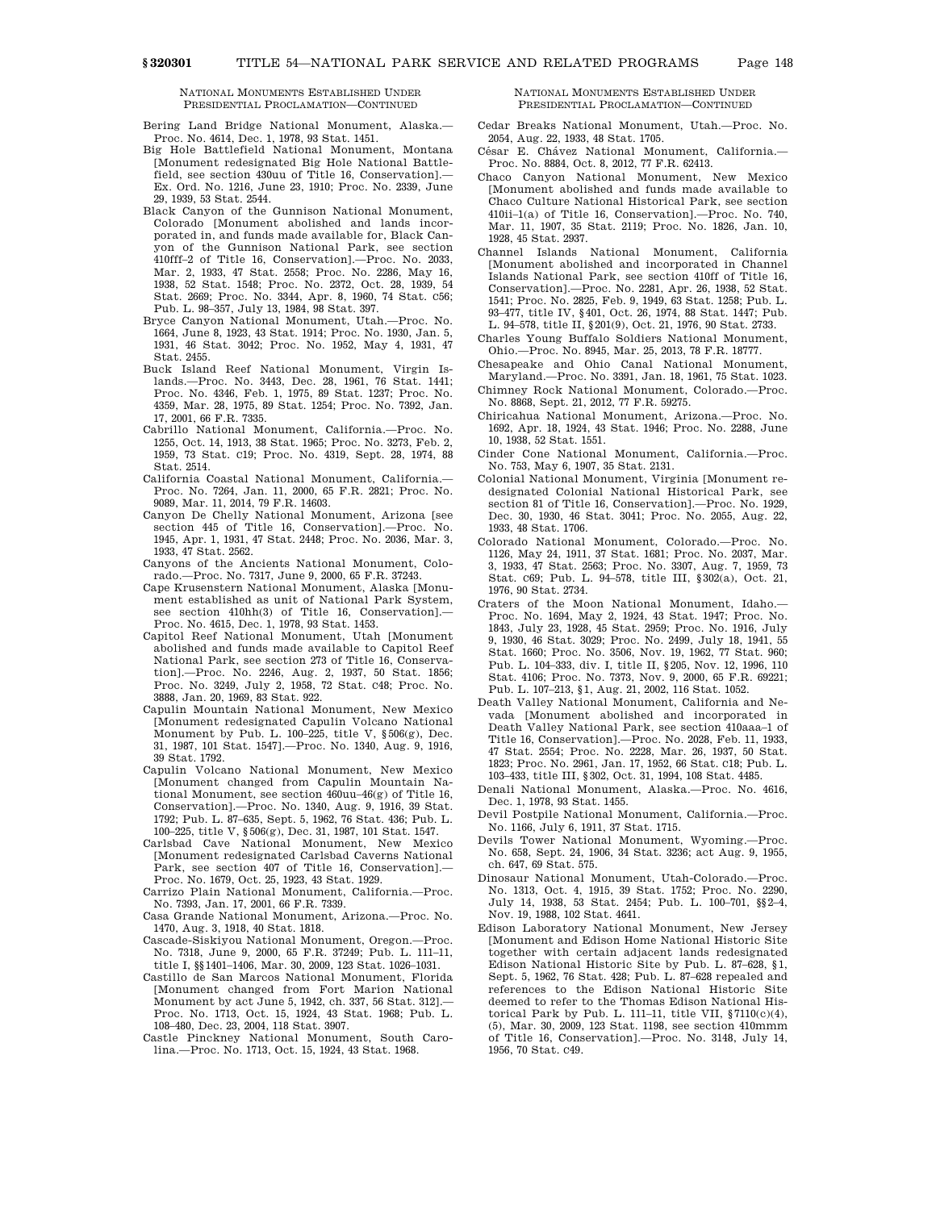NATIONAL MONUMENTS ESTABLISHED UNDER PRESIDENTIAL PROCLAMATION—CONTINUED

Bering Land Bridge National Monument, Alaska.—Proc. No. 4614, Dec. 1, 1978, 93 Stat. 1451.

Big Hole Battlefield National Monument, Montana [Monument redesignated Big Hole National Battlefield, see section 430uu of Title 16, Conservation].—Ex. Ord. No. 1216, June 23, 1910; Proc. No. 2339, June 29, 1939, 53 Stat. 2544.

Black Canyon of the Gunnison National Monument, Colorado [Monument abolished and lands incorporated in, and funds made available for, Black Canyon of the Gunnison National Park, see section 410fff–2 of Title 16, Conservation].—Proc. No. 2033, Mar. 2, 1933, 47 Stat. 2558; Proc. No. 2286, May 16, 1938, 52 Stat. 1548; Proc. No. 2372, Oct. 28, 1939, 54 Stat. 2669; Proc. No. 3344, Apr. 8, 1960, 74 Stat. c56; Pub. L. 98–357, July 13, 1984, 98 Stat. 397.

Bryce Canyon National Monument, Utah.—Proc. No. 1664, June 8, 1923, 43 Stat. 1914; Proc. No. 1930, Jan. 5, 1931, 46 Stat. 3042; Proc. No. 1952, May 4, 1931, 47 Stat. 2455.

Buck Island Reef National Monument, Virgin Islands.—Proc. No. 3443, Dec. 28, 1961, 76 Stat. 1441; Proc. No. 4346, Feb. 1, 1975, 89 Stat. 1237; Proc. No. 4359, Mar. 28, 1975, 89 Stat. 1254; Proc. No. 7392, Jan. 17, 2001, 66 F.R. 7335.

Cabrillo National Monument, California.—Proc. No. 1255, Oct. 14, 1913, 38 Stat. 1965; Proc. No. 3273, Feb. 2, 1959, 73 Stat. c19; Proc. No. 4319, Sept. 28, 1974, 88 Stat. 2514.

California Coastal National Monument, California.—Proc. No. 7264, Jan. 11, 2000, 65 F.R. 2821; Proc. No. 9089, Mar. 11, 2014, 79 F.R. 14603.

Canyon De Chelly National Monument, Arizona [see section 445 of Title 16, Conservation].—Proc. No. 1945, Apr. 1, 1931, 47 Stat. 2448; Proc. No. 2036, Mar. 3, 1933, 47 Stat. 2562.

Canyons of the Ancients National Monument, Colorado.—Proc. No. 7317, June 9, 2000, 65 F.R. 37243.

Cape Krusenstern National Monument, Alaska [Monument established as unit of National Park System, see section 410hh(3) of Title 16, Conservation].—Proc. No. 4615, Dec. 1, 1978, 93 Stat. 1453.

Capitol Reef National Monument, Utah [Monument abolished and funds made available to Capitol Reef National Park, see section 273 of Title 16, Conservation].—Proc. No. 2246, Aug. 2, 1937, 50 Stat. 1856; Proc. No. 3249, July 2, 1958, 72 Stat. c48; Proc. No. 3888, Jan. 20, 1969, 83 Stat. 922.

Capulin Mountain National Monument, New Mexico [Monument redesignated Capulin Volcano National Monument by Pub. L. 100–225, title V, §506(g), Dec. 31, 1987, 101 Stat. 1547].—Proc. No. 1340, Aug. 9, 1916, 39 Stat. 1792.

Capulin Volcano National Monument, New Mexico [Monument changed from Capulin Mountain National Monument, see section 460uu–46(g) of Title 16, Conservation].—Proc. No. 1340, Aug. 9, 1916, 39 Stat. 1792; Pub. L. 87–635, Sept. 5, 1962, 76 Stat. 436; Pub. L. 100–225, title V, §506(g), Dec. 31, 1987, 101 Stat. 1547.

Carlsbad Cave National Monument, New Mexico [Monument redesignated Carlsbad Caverns National Park, see section 407 of Title 16, Conservation].—Proc. No. 1679, Oct. 25, 1923, 43 Stat. 1929.

Carrizo Plain National Monument, California.—Proc. No. 7393, Jan. 17, 2001, 66 F.R. 7339.

Casa Grande National Monument, Arizona.—Proc. No. 1470, Aug. 3, 1918, 40 Stat. 1818.

Cascade-Siskiyou National Monument, Oregon.—Proc. No. 7318, June 9, 2000, 65 F.R. 37249; Pub. L. 111–11, title I, §§1401–1406, Mar. 30, 2009, 123 Stat. 1026–1031.

Castillo de San Marcos National Monument, Florida [Monument changed from Fort Marion National Monument by act June 5, 1942, ch. 337, 56 Stat. 312].—Proc. No. 1713, Oct. 15, 1924, 43 Stat. 1968; Pub. L. 108–480, Dec. 23, 2004, 118 Stat. 3907.

Castle Pinckney National Monument, South Carolina.—Proc. No. 1713, Oct. 15, 1924, 43 Stat. 1968.

Cedar Breaks National Monument, Utah.—Proc. No. 2054, Aug. 22, 1933, 48 Stat. 1705.

César E. Chávez National Monument, California.—Proc. No. 8884, Oct. 8, 2012, 77 F.R. 62413.

Chaco Canyon National Monument, New Mexico [Monument abolished and funds made available to Chaco Culture National Historical Park, see section 410ii–1(a) of Title 16, Conservation].—Proc. No. 740, Mar. 11, 1907, 35 Stat. 2119; Proc. No. 1826, Jan. 10, 1928, 45 Stat. 2937.

Channel Islands National Monument, California [Monument abolished and incorporated in Channel Islands National Park, see section 410ff of Title 16, Conservation].—Proc. No. 2281, Apr. 26, 1938, 52 Stat. 1541; Proc. No. 2825, Feb. 9, 1949, 63 Stat. 1258; Pub. L. 93–477, title IV, §401, Oct. 26, 1974, 88 Stat. 1447; Pub. L. 94–578, title II, §201(9), Oct. 21, 1976, 90 Stat. 2733.

Charles Young Buffalo Soldiers National Monument, Ohio.—Proc. No. 8945, Mar. 25, 2013, 78 F.R. 18777.

Chesapeake and Ohio Canal National Monument, Maryland.—Proc. No. 3391, Jan. 18, 1961, 75 Stat. 1023.

Chimney Rock National Monument, Colorado.—Proc. No. 8868, Sept. 21, 2012, 77 F.R. 59275.

Chiricahua National Monument, Arizona.—Proc. No. 1692, Apr. 18, 1924, 43 Stat. 1946; Proc. No. 2288, June 10, 1938, 52 Stat. 1551.

Cinder Cone National Monument, California.—Proc. No. 753, May 6, 1907, 35 Stat. 2131.

Colonial National Monument, Virginia [Monument redesignated Colonial National Historical Park, see section 81 of Title 16, Conservation].—Proc. No. 1929, Dec. 30, 1930, 46 Stat. 3041; Proc. No. 2055, Aug. 22, 1933, 48 Stat. 1706.

Colorado National Monument, Colorado.—Proc. No. 1126, May 24, 1911, 37 Stat. 1681; Proc. No. 2037, Mar. 3, 1933, 47 Stat. 2563; Proc. No. 3307, Aug. 7, 1959, 73 Stat. c69; Pub. L. 94–578, title III, §302(a), Oct. 21, 1976, 90 Stat. 2734.

Craters of the Moon National Monument, Idaho.—Proc. No. 1694, May 2, 1924, 43 Stat. 1947; Proc. No. 1843, July 23, 1928, 45 Stat. 2959; Proc. No. 1916, July 9, 1930, 46 Stat. 3029; Proc. No. 2499, July 18, 1941, 55 Stat. 1660; Proc. No. 3506, Nov. 19, 1962, 77 Stat. 960; Pub. L. 104–333, div. I, title II, §205, Nov. 12, 1996, 110 Stat. 4106; Proc. No. 7373, Nov. 9, 2000, 65 F.R. 69221; Pub. L. 107–213, §1, Aug. 21, 2002, 116 Stat. 1052.

Death Valley National Monument, California and Nevada [Monument abolished and incorporated in Death Valley National Park, see section 410aaa–1 of Title 16, Conservation].—Proc. No. 2028, Feb. 11, 1933, 47 Stat. 2554; Proc. No. 2228, Mar. 26, 1937, 50 Stat. 1823; Proc. No. 2961, Jan. 17, 1952, 66 Stat. c18; Pub. L. 103–433, title III, §302, Oct. 31, 1994, 108 Stat. 4485.

Denali National Monument, Alaska.—Proc. No. 4616, Dec. 1, 1978, 93 Stat. 1455.

Devil Postpile National Monument, California.—Proc. No. 1166, July 6, 1911, 37 Stat. 1715.

Devils Tower National Monument, Wyoming.—Proc. No. 658, Sept. 24, 1906, 34 Stat. 3236; act Aug. 9, 1955, ch. 647, 69 Stat. 575.

Dinosaur National Monument, Utah-Colorado.—Proc. No. 1313, Oct. 4, 1915, 39 Stat. 1752; Proc. No. 2290, July 14, 1938, 53 Stat. 2454; Pub. L. 100–701, §§2–4, Nov. 19, 1988, 102 Stat. 4641.

Edison Laboratory National Monument, New Jersey [Monument and Edison Home National Historic Site together with certain adjacent lands redesignated Edison National Historic Site by Pub. L. 87–628, §1, Sept. 5, 1962, 76 Stat. 428; Pub. L. 87–628 repealed and references to the Edison National Historic Site deemed to refer to the Thomas Edison National Historical Park by Pub. L. 111–11, title VII, §7110(c)(4), (5), Mar. 30, 2009, 123 Stat. 1198, see section 410mmm of Title 16, Conservation].—Proc. No. 3148, July 14, 1956, 70 Stat. c49.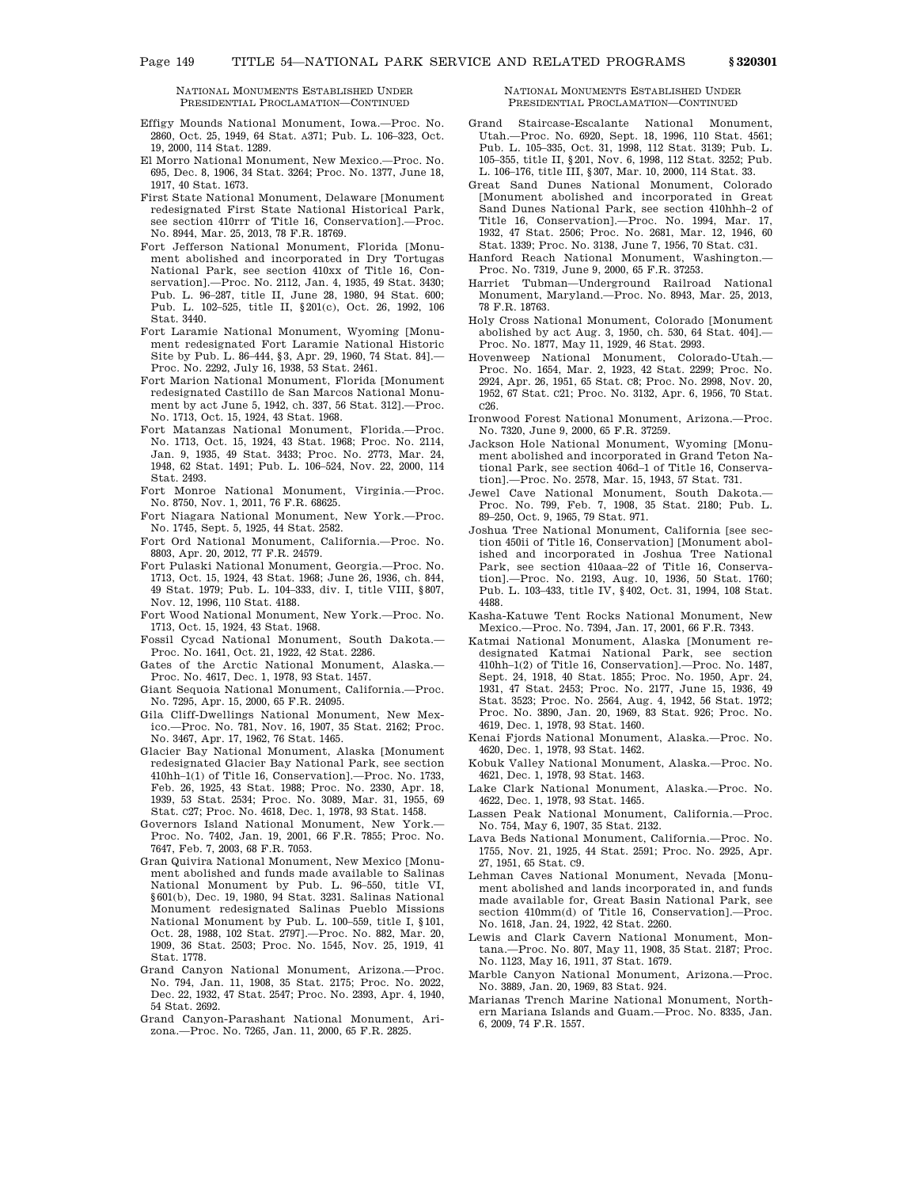NATIONAL MONUMENTS ESTABLISHED UNDER PRESIDENTIAL PROCLAMATION—CONTINUED

Effigy Mounds National Monument, Iowa.—Proc. No. 2860, Oct. 25, 1949, 64 Stat. A371; Pub. L. 106–323, Oct. 19, 2000, 114 Stat. 1289.

El Morro National Monument, New Mexico.—Proc. No. 695, Dec. 8, 1906, 34 Stat. 3264; Proc. No. 1377, June 18, 1917, 40 Stat. 1673.

First State National Monument, Delaware [Monument redesignated First State National Historical Park, see section 410rrr of Title 16, Conservation].—Proc. No. 8944, Mar. 25, 2013, 78 F.R. 18769.

Fort Jefferson National Monument, Florida [Monument abolished and incorporated in Dry Tortugas National Park, see section 410xx of Title 16, Conservation].—Proc. No. 2112, Jan. 4, 1935, 49 Stat. 3430; Pub. L. 96–287, title II, June 28, 1980, 94 Stat. 600; Pub. L. 102–525, title II, §201(c), Oct. 26, 1992, 106 Stat. 3440.

Fort Laramie National Monument, Wyoming [Monument redesignated Fort Laramie National Historic Site by Pub. L. 86–444, §3, Apr. 29, 1960, 74 Stat. 84].—Proc. No. 2292, July 16, 1938, 53 Stat. 2461.

Fort Marion National Monument, Florida [Monument redesignated Castillo de San Marcos National Monument by act June 5, 1942, ch. 337, 56 Stat. 312].—Proc. No. 1713, Oct. 15, 1924, 43 Stat. 1968.

Fort Matanzas National Monument, Florida.—Proc. No. 1713, Oct. 15, 1924, 43 Stat. 1968; Proc. No. 2114, Jan. 9, 1935, 49 Stat. 3433; Proc. No. 2773, Mar. 24, 1948, 62 Stat. 1491; Pub. L. 106–524, Nov. 22, 2000, 114 Stat. 2493.

Fort Monroe National Monument, Virginia.—Proc. No. 8750, Nov. 1, 2011, 76 F.R. 68625.

Fort Niagara National Monument, New York.—Proc. No. 1745, Sept. 5, 1925, 44 Stat. 2582.

Fort Ord National Monument, California.—Proc. No. 8803, Apr. 20, 2012, 77 F.R. 24579.

Fort Pulaski National Monument, Georgia.—Proc. No. 1713, Oct. 15, 1924, 43 Stat. 1968; June 26, 1936, ch. 844, 49 Stat. 1979; Pub. L. 104–333, div. I, title VIII, §807, Nov. 12, 1996, 110 Stat. 4188.

Fort Wood National Monument, New York.—Proc. No. 1713, Oct. 15, 1924, 43 Stat. 1968.

Fossil Cycad National Monument, South Dakota.—Proc. No. 1641, Oct. 21, 1922, 42 Stat. 2286.

Gates of the Arctic National Monument, Alaska.—Proc. No. 4617, Dec. 1, 1978, 93 Stat. 1457.

Giant Sequoia National Monument, California.—Proc. No. 7295, Apr. 15, 2000, 65 F.R. 24095.

Gila Cliff-Dwellings National Monument, New Mexico.—Proc. No. 781, Nov. 16, 1907, 35 Stat. 2162; Proc. No. 3467, Apr. 17, 1962, 76 Stat. 1465.

Glacier Bay National Monument, Alaska [Monument redesignated Glacier Bay National Park, see section 410hh–1(1) of Title 16, Conservation].—Proc. No. 1733, Feb. 26, 1925, 43 Stat. 1988; Proc. No. 2330, Apr. 18, 1939, 53 Stat. 2534; Proc. No. 3089, Mar. 31, 1955, 69 Stat. c27; Proc. No. 4618, Dec. 1, 1978, 93 Stat. 1458.

Governors Island National Monument, New York.—Proc. No. 7402, Jan. 19, 2001, 66 F.R. 7855; Proc. No. 7647, Feb. 7, 2003, 68 F.R. 7053.

Gran Quivira National Monument, New Mexico [Monument abolished and funds made available to Salinas National Monument by Pub. L. 96–550, title VI, §601(b), Dec. 19, 1980, 94 Stat. 3231. Salinas National Monument redesignated Salinas Pueblo Missions National Monument by Pub. L. 100–559, title I, §101, Oct. 28, 1988, 102 Stat. 2797].—Proc. No. 882, Mar. 20, 1909, 36 Stat. 2503; Proc. No. 1545, Nov. 25, 1919, 41 Stat. 1778.

Grand Canyon National Monument, Arizona.—Proc. No. 794, Jan. 11, 1908, 35 Stat. 2175; Proc. No. 2022, Dec. 22, 1932, 47 Stat. 2547; Proc. No. 2393, Apr. 4, 1940, 54 Stat. 2692.

Grand Canyon-Parashant National Monument, Arizona.—Proc. No. 7265, Jan. 11, 2000, 65 F.R. 2825.

Grand Staircase-Escalante National Monument, Utah.—Proc. No. 6920, Sept. 18, 1996, 110 Stat. 4561; Pub. L. 105–335, Oct. 31, 1998, 112 Stat. 3139; Pub. L. 105–355, title II, §201, Nov. 6, 1998, 112 Stat. 3252; Pub. L. 106–176, title III, §307, Mar. 10, 2000, 114 Stat. 33.

Great Sand Dunes National Monument, Colorado [Monument abolished and incorporated in Great Sand Dunes National Park, see section 410hhh–2 of Title 16, Conservation].—Proc. No. 1994, Mar. 17, 1932, 47 Stat. 2506; Proc. No. 2681, Mar. 12, 1946, 60 Stat. 1339; Proc. No. 3138, June 7, 1956, 70 Stat. c31.

Hanford Reach National Monument, Washington.—Proc. No. 7319, June 9, 2000, 65 F.R. 37253.

Harriet Tubman—Underground Railroad National Monument, Maryland.—Proc. No. 8943, Mar. 25, 2013, 78 F.R. 18763.

Holy Cross National Monument, Colorado [Monument abolished by act Aug. 3, 1950, ch. 530, 64 Stat. 404].—Proc. No. 1877, May 11, 1929, 46 Stat. 2993.

Hovenweep National Monument, Colorado-Utah.—Proc. No. 1654, Mar. 2, 1923, 42 Stat. 2299; Proc. No. 2924, Apr. 26, 1951, 65 Stat. c8; Proc. No. 2998, Nov. 20, 1952, 67 Stat. c21; Proc. No. 3132, Apr. 6, 1956, 70 Stat. c26.

Ironwood Forest National Monument, Arizona.—Proc. No. 7320, June 9, 2000, 65 F.R. 37259.

Jackson Hole National Monument, Wyoming [Monument abolished and incorporated in Grand Teton National Park, see section 406d–1 of Title 16, Conservation].—Proc. No. 2578, Mar. 15, 1943, 57 Stat. 731.

Jewel Cave National Monument, South Dakota.—Proc. No. 799, Feb. 7, 1908, 35 Stat. 2180; Pub. L. 89–250, Oct. 9, 1965, 79 Stat. 971.

Joshua Tree National Monument, California [see section 450ii of Title 16, Conservation] [Monument abolished and incorporated in Joshua Tree National Park, see section 410aaa–22 of Title 16, Conservation].—Proc. No. 2193, Aug. 10, 1936, 50 Stat. 1760; Pub. L. 103–433, title IV, §402, Oct. 31, 1994, 108 Stat. 4488.

Kasha-Katuwe Tent Rocks National Monument, New Mexico.—Proc. No. 7394, Jan. 17, 2001, 66 F.R. 7343.

Katmai National Monument, Alaska [Monument redesignated Katmai National Park, see section 410hh–1(2) of Title 16, Conservation].—Proc. No. 1487, Sept. 24, 1918, 40 Stat. 1855; Proc. No. 1950, Apr. 24, 1931, 47 Stat. 2453; Proc. No. 2177, June 15, 1936, 49 Stat. 3523; Proc. No. 2564, Aug. 4, 1942, 56 Stat. 1972; Proc. No. 3890, Jan. 20, 1969, 83 Stat. 926; Proc. No. 4619, Dec. 1, 1978, 93 Stat. 1460.

Kenai Fjords National Monument, Alaska.—Proc. No. 4620, Dec. 1, 1978, 93 Stat. 1462.

Kobuk Valley National Monument, Alaska.—Proc. No. 4621, Dec. 1, 1978, 93 Stat. 1463.

Lake Clark National Monument, Alaska.—Proc. No. 4622, Dec. 1, 1978, 93 Stat. 1465.

Lassen Peak National Monument, California.—Proc. No. 754, May 6, 1907, 35 Stat. 2132.

Lava Beds National Monument, California.—Proc. No. 1755, Nov. 21, 1925, 44 Stat. 2591; Proc. No. 2925, Apr. 27, 1951, 65 Stat. c9.

Lehman Caves National Monument, Nevada [Monument abolished and lands incorporated in, and funds made available for, Great Basin National Park, see section 410mm(d) of Title 16, Conservation].—Proc. No. 1618, Jan. 24, 1922, 42 Stat. 2260.

Lewis and Clark Cavern National Monument, Montana.—Proc. No. 807, May 11, 1908, 35 Stat. 2187; Proc. No. 1123, May 16, 1911, 37 Stat. 1679.

Marble Canyon National Monument, Arizona.—Proc. No. 3889, Jan. 20, 1969, 83 Stat. 924.

Marianas Trench Marine National Monument, Northern Mariana Islands and Guam.—Proc. No. 8335, Jan. 6, 2009, 74 F.R. 1557.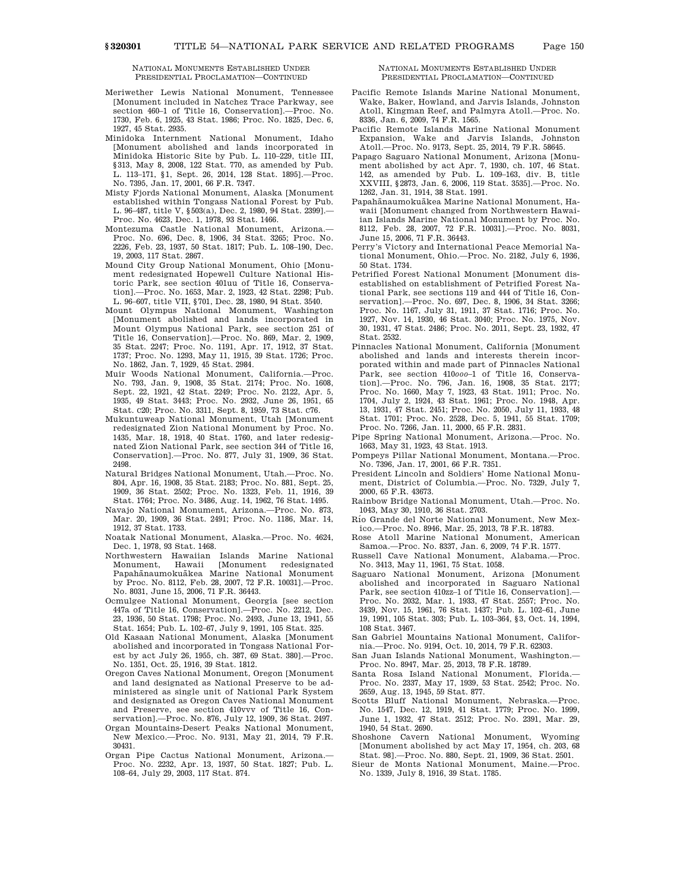NATIONAL MONUMENTS ESTABLISHED UNDER PRESIDENTIAL PROCLAMATION—CONTINUED

Meriwether Lewis National Monument, Tennessee [Monument included in Natchez Trace Parkway, see section 460–1 of Title 16, Conservation].—Proc. No. 1730, Feb. 6, 1925, 43 Stat. 1986; Proc. No. 1825, Dec. 6, 1927, 45 Stat. 2935.

Minidoka Internment National Monument, Idaho [Monument abolished and lands incorporated in Minidoka Historic Site by Pub. L. 110–229, title III, §313, May 8, 2008, 122 Stat. 770, as amended by Pub. L. 113–171, §1, Sept. 26, 2014, 128 Stat. 1895].—Proc. No. 7395, Jan. 17, 2001, 66 F.R. 7347.

Misty Fjords National Monument, Alaska [Monument established within Tongass National Forest by Pub. L. 96–487, title V, §503(a), Dec. 2, 1980, 94 Stat. 2399].—Proc. No. 4623, Dec. 1, 1978, 93 Stat. 1466.

Montezuma Castle National Monument, Arizona.—Proc. No. 696, Dec. 8, 1906, 34 Stat. 3265; Proc. No. 2226, Feb. 23, 1937, 50 Stat. 1817; Pub. L. 108–190, Dec. 19, 2003, 117 Stat. 2867.

Mound City Group National Monument, Ohio [Monument redesignated Hopewell Culture National Historic Park, see section 401uu of Title 16, Conservation].—Proc. No. 1653, Mar. 2, 1923, 42 Stat. 2298; Pub. L. 96–607, title VII, §701, Dec. 28, 1980, 94 Stat. 3540.

Mount Olympus National Monument, Washington [Monument abolished and lands incorporated in Mount Olympus National Park, see section 251 of Title 16, Conservation].—Proc. No. 869, Mar. 2, 1909, 35 Stat. 2247; Proc. No. 1191, Apr. 17, 1912, 37 Stat. 1737; Proc. No. 1293, May 11, 1915, 39 Stat. 1726; Proc. No. 1862, Jan. 7, 1929, 45 Stat. 2984.

Muir Woods National Monument, California.—Proc. No. 793, Jan. 9, 1908, 35 Stat. 2174; Proc. No. 1608, Sept. 22, 1921, 42 Stat. 2249; Proc. No. 2122, Apr. 5, 1935, 49 Stat. 3443; Proc. No. 2932, June 26, 1951, 65 Stat. c20; Proc. No. 3311, Sept. 8, 1959, 73 Stat. c76.

Mukuntuweap National Monument, Utah [Monument redesignated Zion National Monument by Proc. No. 1435, Mar. 18, 1918, 40 Stat. 1760, and later redesignated Zion National Park, see section 344 of Title 16, Conservation].—Proc. No. 877, July 31, 1909, 36 Stat. 2498.

Natural Bridges National Monument, Utah.—Proc. No. 804, Apr. 16, 1908, 35 Stat. 2183; Proc. No. 881, Sept. 25, 1909, 36 Stat. 2502; Proc. No. 1323, Feb. 11, 1916, 39 Stat. 1764; Proc. No. 3486, Aug. 14, 1962, 76 Stat. 1495.

Navajo National Monument, Arizona.—Proc. No. 873, Mar. 20, 1909, 36 Stat. 2491; Proc. No. 1186, Mar. 14, 1912, 37 Stat. 1733.

Noatak National Monument, Alaska.—Proc. No. 4624, Dec. 1, 1978, 93 Stat. 1468.

Northwestern Hawaiian Islands Marine National Monument, Hawaii [Monument redesignated Papahānaumokuākea Marine National Monument by Proc. No. 8112, Feb. 28, 2007, 72 F.R. 10031].—Proc. No. 8031, June 15, 2006, 71 F.R. 36443.

Ocmulgee National Monument, Georgia [see section 447a of Title 16, Conservation].—Proc. No. 2212, Dec. 23, 1936, 50 Stat. 1798; Proc. No. 2493, June 13, 1941, 55 Stat. 1654; Pub. L. 102–67, July 9, 1991, 105 Stat. 325.

Old Kasaan National Monument, Alaska [Monument abolished and incorporated in Tongass National Forest by act July 26, 1955, ch. 387, 69 Stat. 380].—Proc. No. 1351, Oct. 25, 1916, 39 Stat. 1812.

Oregon Caves National Monument, Oregon [Monument and land designated as National Preserve to be administered as single unit of National Park System and designated as Oregon Caves National Monument and Preserve, see section 410vvv of Title 16, Conservation].—Proc. No. 876, July 12, 1909, 36 Stat. 2497.

Organ Mountains-Desert Peaks National Monument, New Mexico.—Proc. No. 9131, May 21, 2014, 79 F.R. 30431.

Organ Pipe Cactus National Monument, Arizona.—Proc. No. 2232, Apr. 13, 1937, 50 Stat. 1827; Pub. L. 108–64, July 29, 2003, 117 Stat. 874.

Pacific Remote Islands Marine National Monument, Wake, Baker, Howland, and Jarvis Islands, Johnston Atoll, Kingman Reef, and Palmyra Atoll.—Proc. No. 8336, Jan. 6, 2009, 74 F.R. 1565.

Pacific Remote Islands Marine National Monument Expansion, Wake and Jarvis Islands, Johnston Atoll.—Proc. No. 9173, Sept. 25, 2014, 79 F.R. 58645.

Papago Saguaro National Monument, Arizona [Monument abolished by act Apr. 7, 1930, ch. 107, 46 Stat. 142, as amended by Pub. L. 109–163, div. B, title XXVIII, §2873, Jan. 6, 2006, 119 Stat. 3535].—Proc. No. 1262, Jan. 31, 1914, 38 Stat. 1991.

Papahānaumokuākea Marine National Monument, Hawaii [Monument changed from Northwestern Hawaiian Islands Marine National Monument by Proc. No. 8112, Feb. 28, 2007, 72 F.R. 10031].—Proc. No. 8031, June 15, 2006, 71 F.R. 36443.

Perry's Victory and International Peace Memorial National Monument, Ohio.—Proc. No. 2182, July 6, 1936, 50 Stat. 1734.

Petrified Forest National Monument [Monument disestablished on establishment of Petrified Forest National Park, see sections 119 and 444 of Title 16, Conservation].—Proc. No. 697, Dec. 8, 1906, 34 Stat. 3266; Proc. No. 1167, July 31, 1911, 37 Stat. 1716; Proc. No. 1927, Nov. 14, 1930, 46 Stat. 3040; Proc. No. 1975, Nov. 30, 1931, 47 Stat. 2486; Proc. No. 2011, Sept. 23, 1932, 47 Stat. 2532.

Pinnacles National Monument, California [Monument abolished and lands and interests therein incorporated within and made part of Pinnacles National Park, see section 410*ooo*–1 of Title 16, Conservation].—Proc. No. 796, Jan. 16, 1908, 35 Stat. 2177; Proc. No. 1660, May 7, 1923, 43 Stat. 1911; Proc. No. 1704, July 2, 1924, 43 Stat. 1961; Proc. No. 1948, Apr. 13, 1931, 47 Stat. 2451; Proc. No. 2050, July 11, 1933, 48 Stat. 1701; Proc. No. 2528, Dec. 5, 1941, 55 Stat. 1709; Proc. No. 7266, Jan. 11, 2000, 65 F.R. 2831.

Pipe Spring National Monument, Arizona.—Proc. No. 1663, May 31, 1923, 43 Stat. 1913.

Pompeys Pillar National Monument, Montana.—Proc. No. 7396, Jan. 17, 2001, 66 F.R. 7351.

President Lincoln and Soldiers' Home National Monument, District of Columbia.—Proc. No. 7329, July 7, 2000, 65 F.R. 43673.

Rainbow Bridge National Monument, Utah.—Proc. No. 1043, May 30, 1910, 36 Stat. 2703.

Río Grande del Norte National Monument, New Mexico.—Proc. No. 8946, Mar. 25, 2013, 78 F.R. 18783.

Rose Atoll Marine National Monument, American Samoa.—Proc. No. 8337, Jan. 6, 2009, 74 F.R. 1577.

Russell Cave National Monument, Alabama.—Proc. No. 3413, May 11, 1961, 75 Stat. 1058.

Saguaro National Monument, Arizona [Monument abolished and incorporated in Saguaro National Park, see section 410zz–1 of Title 16, Conservation].—Proc. No. 2032, Mar. 1, 1933, 47 Stat. 2557; Proc. No. 3439, Nov. 15, 1961, 76 Stat. 1437; Pub. L. 102–61, June 19, 1991, 105 Stat. 303; Pub. L. 103–364, §3, Oct. 14, 1994, 108 Stat. 3467.

San Gabriel Mountains National Monument, California.—Proc. No. 9194, Oct. 10, 2014, 79 F.R. 62303.

San Juan Islands National Monument, Washington.—Proc. No. 8947, Mar. 25, 2013, 78 F.R. 18789.

Santa Rosa Island National Monument, Florida.—Proc. No. 2337, May 17, 1939, 53 Stat. 2542; Proc. No. 2659, Aug. 13, 1945, 59 Stat. 877.

Scotts Bluff National Monument, Nebraska.—Proc. No. 1547, Dec. 12, 1919, 41 Stat. 1779; Proc. No. 1999, June 1, 1932, 47 Stat. 2512; Proc. No. 2391, Mar. 29, 1940, 54 Stat. 2690.

Shoshone Cavern National Monument, Wyoming [Monument abolished by act May 17, 1954, ch. 203, 68 Stat. 98].—Proc. No. 880, Sept. 21, 1909, 36 Stat. 2501.

Sieur de Monts National Monument, Maine.—Proc. No. 1339, July 8, 1916, 39 Stat. 1785.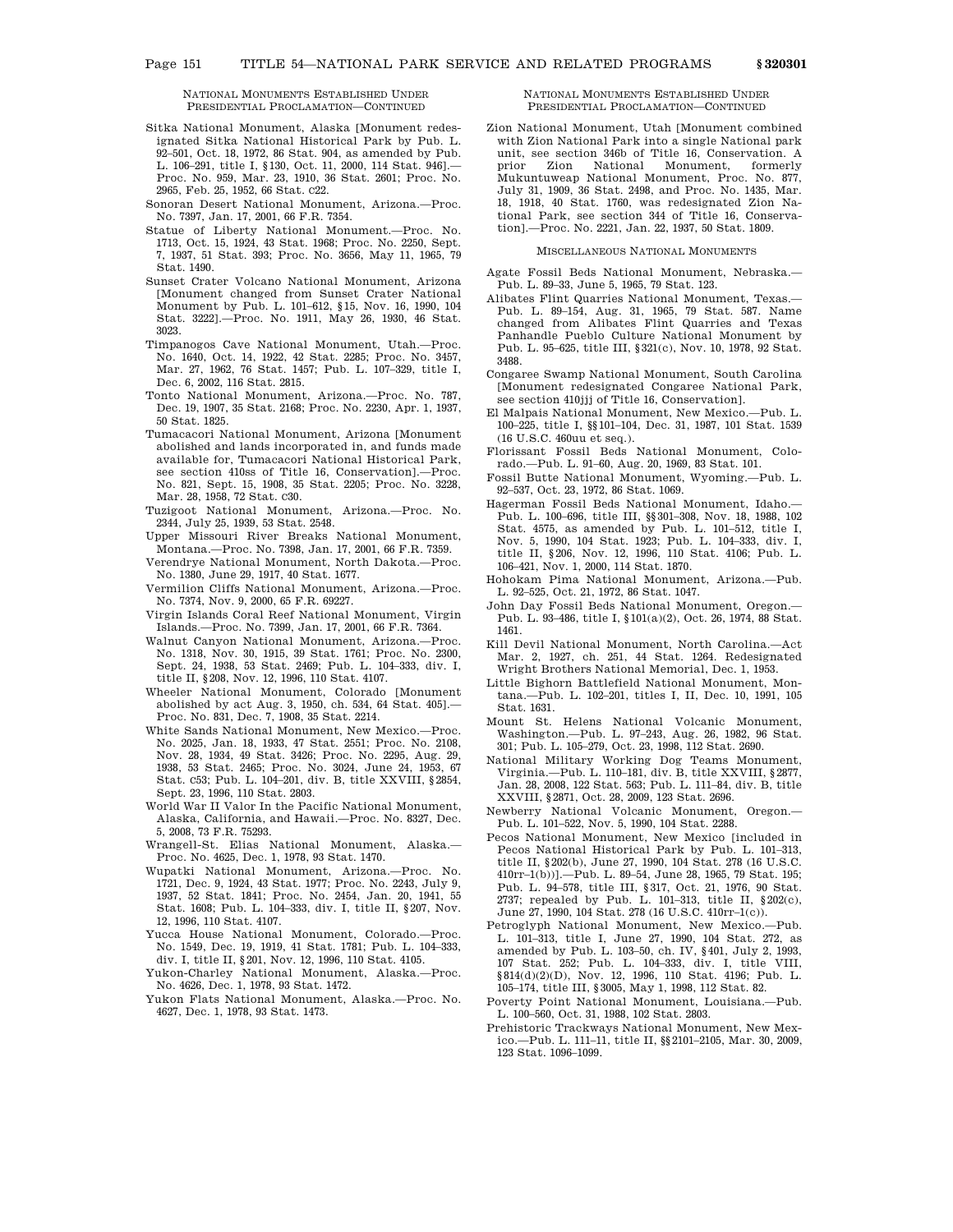NATIONAL MONUMENTS ESTABLISHED UNDER PRESIDENTIAL PROCLAMATION—CONTINUED

Sitka National Monument, Alaska [Monument redesignated Sitka National Historical Park by Pub. L. 92–501, Oct. 18, 1972, 86 Stat. 904, as amended by Pub. L. 106–291, title I, §130, Oct. 11, 2000, 114 Stat. 946].—Proc. No. 959, Mar. 23, 1910, 36 Stat. 2601; Proc. No. 2965, Feb. 25, 1952, 66 Stat. c22.

Sonoran Desert National Monument, Arizona.—Proc. No. 7397, Jan. 17, 2001, 66 F.R. 7354.

Statue of Liberty National Monument.—Proc. No. 1713, Oct. 15, 1924, 43 Stat. 1968; Proc. No. 2250, Sept. 7, 1937, 51 Stat. 393; Proc. No. 3656, May 11, 1965, 79 Stat. 1490.

Sunset Crater Volcano National Monument, Arizona [Monument changed from Sunset Crater National Monument by Pub. L. 101–612, §15, Nov. 16, 1990, 104 Stat. 3222].—Proc. No. 1911, May 26, 1930, 46 Stat. 3023.

Timpanogos Cave National Monument, Utah.—Proc. No. 1640, Oct. 14, 1922, 42 Stat. 2285; Proc. No. 3457, Mar. 27, 1962, 76 Stat. 1457; Pub. L. 107–329, title I, Dec. 6, 2002, 116 Stat. 2815.

Tonto National Monument, Arizona.—Proc. No. 787, Dec. 19, 1907, 35 Stat. 2168; Proc. No. 2230, Apr. 1, 1937, 50 Stat. 1825.

Tumacacori National Monument, Arizona [Monument abolished and lands incorporated in, and funds made available for, Tumacacori National Historical Park, see section 410ss of Title 16, Conservation].—Proc. No. 821, Sept. 15, 1908, 35 Stat. 2205; Proc. No. 3228, Mar. 28, 1958, 72 Stat. c30.

Tuzigoot National Monument, Arizona.—Proc. No. 2344, July 25, 1939, 53 Stat. 2548.

Upper Missouri River Breaks National Monument, Montana.—Proc. No. 7398, Jan. 17, 2001, 66 F.R. 7359.

Verendrye National Monument, North Dakota.—Proc. No. 1380, June 29, 1917, 40 Stat. 1677.

Vermilion Cliffs National Monument, Arizona.—Proc. No. 7374, Nov. 9, 2000, 65 F.R. 69227.

Virgin Islands Coral Reef National Monument, Virgin Islands.—Proc. No. 7399, Jan. 17, 2001, 66 F.R. 7364.

Walnut Canyon National Monument, Arizona.—Proc. No. 1318, Nov. 30, 1915, 39 Stat. 1761; Proc. No. 2300, Sept. 24, 1938, 53 Stat. 2469; Pub. L. 104–333, div. I, title II, §208, Nov. 12, 1996, 110 Stat. 4107.

Wheeler National Monument, Colorado [Monument abolished by act Aug. 3, 1950, ch. 534, 64 Stat. 405].—Proc. No. 831, Dec. 7, 1908, 35 Stat. 2214.

White Sands National Monument, New Mexico.—Proc. No. 2025, Jan. 18, 1933, 47 Stat. 2551; Proc. No. 2108, Nov. 28, 1934, 49 Stat. 3426; Proc. No. 2295, Aug. 29, 1938, 53 Stat. 2465; Proc. No. 3024, June 24, 1953, 67 Stat. c53; Pub. L. 104–201, div. B, title XXVIII, §2854, Sept. 23, 1996, 110 Stat. 2803.

World War II Valor In the Pacific National Monument, Alaska, California, and Hawaii.—Proc. No. 8327, Dec. 5, 2008, 73 F.R. 75293.

Wrangell-St. Elias National Monument, Alaska.—Proc. No. 4625, Dec. 1, 1978, 93 Stat. 1470.

Wupatki National Monument, Arizona.—Proc. No. 1721, Dec. 9, 1924, 43 Stat. 1977; Proc. No. 2243, July 9, 1937, 52 Stat. 1841; Proc. No. 2454, Jan. 20, 1941, 55 Stat. 1608; Pub. L. 104–333, div. I, title II, §207, Nov. 12, 1996, 110 Stat. 4107.

Yucca House National Monument, Colorado.—Proc. No. 1549, Dec. 19, 1919, 41 Stat. 1781; Pub. L. 104–333, div. I, title II, §201, Nov. 12, 1996, 110 Stat. 4105.

Yukon-Charley National Monument, Alaska.—Proc. No. 4626, Dec. 1, 1978, 93 Stat. 1472.

Yukon Flats National Monument, Alaska.—Proc. No. 4627, Dec. 1, 1978, 93 Stat. 1473.

NATIONAL MONUMENTS ESTABLISHED UNDER PRESIDENTIAL PROCLAMATION—CONTINUED

Zion National Monument, Utah [Monument combined with Zion National Park into a single National park unit, see section 346b of Title 16, Conservation. A prior Zion National Monument, formerly Mukuntuweap National Monument, Proc. No. 877, July 31, 1909, 36 Stat. 2498, and Proc. No. 1435, Mar. 18, 1918, 40 Stat. 1760, was redesignated Zion National Park, see section 344 of Title 16, Conservation].—Proc. No. 2221, Jan. 22, 1937, 50 Stat. 1809.

MISCELLANEOUS NATIONAL MONUMENTS

Agate Fossil Beds National Monument, Nebraska.—Pub. L. 89–33, June 5, 1965, 79 Stat. 123.

Alibates Flint Quarries National Monument, Texas.—Pub. L. 89–154, Aug. 31, 1965, 79 Stat. 587. Name changed from Alibates Flint Quarries and Texas Panhandle Pueblo Culture National Monument by Pub. L. 95–625, title III, §321(c), Nov. 10, 1978, 92 Stat. 3488.

Congaree Swamp National Monument, South Carolina [Monument redesignated Congaree National Park, see section 410jjj of Title 16, Conservation].

El Malpais National Monument, New Mexico.—Pub. L. 100–225, title I, §§101–104, Dec. 31, 1987, 101 Stat. 1539 (16 U.S.C. 460uu et seq.).

Florissant Fossil Beds National Monument, Colorado.—Pub. L. 91–60, Aug. 20, 1969, 83 Stat. 101.

Fossil Butte National Monument, Wyoming.—Pub. L. 92–537, Oct. 23, 1972, 86 Stat. 1069.

Hagerman Fossil Beds National Monument, Idaho.—Pub. L. 100–696, title III, §§301–308, Nov. 18, 1988, 102 Stat. 4575, as amended by Pub. L. 101–512, title I, Nov. 5, 1990, 104 Stat. 1923; Pub. L. 104–333, div. I, title II, §206, Nov. 12, 1996, 110 Stat. 4106; Pub. L. 106–421, Nov. 1, 2000, 114 Stat. 1870.

Hohokam Pima National Monument, Arizona.—Pub. L. 92–525, Oct. 21, 1972, 86 Stat. 1047.

John Day Fossil Beds National Monument, Oregon.—Pub. L. 93–486, title I, §101(a)(2), Oct. 26, 1974, 88 Stat. 1461.

Kill Devil National Monument, North Carolina.—Act Mar. 2, 1927, ch. 251, 44 Stat. 1264. Redesignated Wright Brothers National Memorial, Dec. 1, 1953.

Little Bighorn Battlefield National Monument, Montana.—Pub. L. 102–201, titles I, II, Dec. 10, 1991, 105 Stat. 1631.

Mount St. Helens National Volcanic Monument, Washington.—Pub. L. 97–243, Aug. 26, 1982, 96 Stat. 301; Pub. L. 105–279, Oct. 23, 1998, 112 Stat. 2690.

National Military Working Dog Teams Monument, Virginia.—Pub. L. 110–181, div. B, title XXVIII, §2877, Jan. 28, 2008, 122 Stat. 563; Pub. L. 111–84, div. B, title XXVIII, §2871, Oct. 28, 2009, 123 Stat. 2696.

Newberry National Volcanic Monument, Oregon.—Pub. L. 101–522, Nov. 5, 1990, 104 Stat. 2288.

Pecos National Monument, New Mexico [included in Pecos National Historical Park by Pub. L. 101–313, title II, §202(b), June 27, 1990, 104 Stat. 278 (16 U.S.C. 410rr–1(b))].—Pub. L. 89–54, June 28, 1965, 79 Stat. 195; Pub. L. 94–578, title III, §317, Oct. 21, 1976, 90 Stat. 2737; repealed by Pub. L. 101–313, title II, §202(c), June 27, 1990, 104 Stat. 278 (16 U.S.C. 410rr–1(c)).

Petroglyph National Monument, New Mexico.—Pub. L. 101–313, title I, June 27, 1990, 104 Stat. 272, as amended by Pub. L. 103–50, ch. IV, §401, July 2, 1993, 107 Stat. 252; Pub. L. 104–333, div. I, title VIII, §814(d)(2)(D), Nov. 12, 1996, 110 Stat. 4196; Pub. L. 105–174, title III, §3005, May 1, 1998, 112 Stat. 82.

Poverty Point National Monument, Louisiana.—Pub. L. 100–560, Oct. 31, 1988, 102 Stat. 2803.

Prehistoric Trackways National Monument, New Mexico.—Pub. L. 111–11, title II, §§2101–2105, Mar. 30, 2009, 123 Stat. 1096–1099.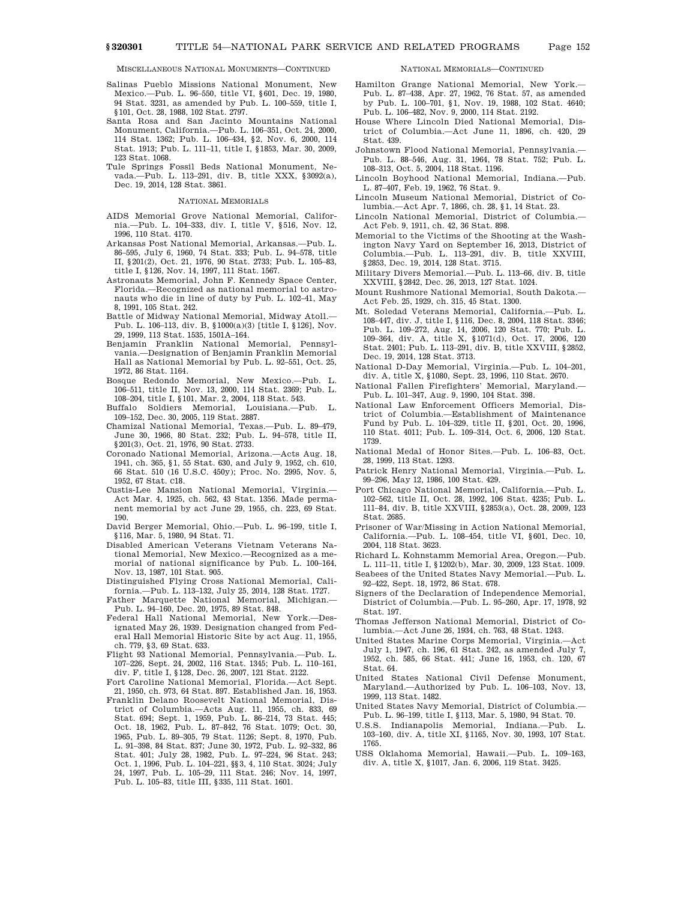MISCELLANEOUS NATIONAL MONUMENTS—CONTINUED

Salinas Pueblo Missions National Monument, New Mexico.—Pub. L. 96–550, title VI, §601, Dec. 19, 1980, 94 Stat. 3231, as amended by Pub. L. 100–559, title I, §101, Oct. 28, 1988, 102 Stat. 2797.

Santa Rosa and San Jacinto Mountains National Monument, California.—Pub. L. 106–351, Oct. 24, 2000, 114 Stat. 1362; Pub. L. 106–434, §2, Nov. 6, 2000, 114 Stat. 1913; Pub. L. 111–11, title I, §1853, Mar. 30, 2009, 123 Stat. 1068.

Tule Springs Fossil Beds National Monument, Nevada.—Pub. L. 113–291, div. B, title XXX, §3092(a), Dec. 19, 2014, 128 Stat. 3861.

NATIONAL MEMORIALS

AIDS Memorial Grove National Memorial, California.—Pub. L. 104–333, div. I, title V, §516, Nov. 12, 1996, 110 Stat. 4170.

Arkansas Post National Memorial, Arkansas.—Pub. L. 86–595, July 6, 1960, 74 Stat. 333; Pub. L. 94–578, title II, §201(2), Oct. 21, 1976, 90 Stat. 2733; Pub. L. 105–83, title I, §126, Nov. 14, 1997, 111 Stat. 1567.

Astronauts Memorial, John F. Kennedy Space Center, Florida.—Recognized as national memorial to astronauts who die in line of duty by Pub. L. 102–41, May 8, 1991, 105 Stat. 242.

Battle of Midway National Memorial, Midway Atoll.—Pub. L. 106–113, div. B, §1000(a)(3) [title I, §126], Nov. 29, 1999, 113 Stat. 1535, 1501A–164.

Benjamin Franklin National Memorial, Pennsylvania.—Designation of Benjamin Franklin Memorial Hall as National Memorial by Pub. L. 92–551, Oct. 25, 1972, 86 Stat. 1164.

Bosque Redondo Memorial, New Mexico.—Pub. L. 106–511, title II, Nov. 13, 2000, 114 Stat. 2369; Pub. L. 108–204, title I, §101, Mar. 2, 2004, 118 Stat. 543.

Buffalo Soldiers Memorial, Louisiana.—Pub. L. 109–152, Dec. 30, 2005, 119 Stat. 2887.

Chamizal National Memorial, Texas.—Pub. L. 89–479, June 30, 1966, 80 Stat. 232; Pub. L. 94–578, title II, §201(3), Oct. 21, 1976, 90 Stat. 2733.

Coronado National Memorial, Arizona.—Acts Aug. 18, 1941, ch. 365, §1, 55 Stat. 630, and July 9, 1952, ch. 610, 66 Stat. 510 (16 U.S.C. 450y); Proc. No. 2995, Nov. 5, 1952, 67 Stat. c18.

Custis-Lee Mansion National Memorial, Virginia.—Act Mar. 4, 1925, ch. 562, 43 Stat. 1356. Made permanent memorial by act June 29, 1955, ch. 223, 69 Stat. 190.

David Berger Memorial, Ohio.—Pub. L. 96–199, title I, §116, Mar. 5, 1980, 94 Stat. 71.

Disabled American Veterans Vietnam Veterans National Memorial, New Mexico.—Recognized as a memorial of national significance by Pub. L. 100–164, Nov. 13, 1987, 101 Stat. 905.

Distinguished Flying Cross National Memorial, California.—Pub. L. 113–132, July 25, 2014, 128 Stat. 1727.

Father Marquette National Memorial, Michigan.—Pub. L. 94–160, Dec. 20, 1975, 89 Stat. 848.

Federal Hall National Memorial, New York.—Designated May 26, 1939. Designation changed from Federal Hall Memorial Historic Site by act Aug. 11, 1955, ch. 779, §3, 69 Stat. 633.

Flight 93 National Memorial, Pennsylvania.—Pub. L. 107–226, Sept. 24, 2002, 116 Stat. 1345; Pub. L. 110–161, div. F, title I, §128, Dec. 26, 2007, 121 Stat. 2122.

Fort Caroline National Memorial, Florida.—Act Sept. 21, 1950, ch. 973, 64 Stat. 897. Established Jan. 16, 1953.

Franklin Delano Roosevelt National Memorial, District of Columbia.—Acts Aug. 11, 1955, ch. 833, 69 Stat. 694; Sept. 1, 1959, Pub. L. 86–214, 73 Stat. 445; Oct. 18, 1962, Pub. L. 87–842, 76 Stat. 1079; Oct. 30, 1965, Pub. L. 89–305, 79 Stat. 1126; Sept. 8, 1970, Pub. L. 91–398, 84 Stat. 837; June 30, 1972, Pub. L. 92–332, 86 Stat. 401; July 28, 1982, Pub. L. 97–224, 96 Stat. 243; Oct. 1, 1996, Pub. L. 104–221, §§3, 4, 110 Stat. 3024; July 24, 1997, Pub. L. 105–29, 111 Stat. 246; Nov. 14, 1997, Pub. L. 105–83, title III, §335, 111 Stat. 1601.

Hamilton Grange National Memorial, New York.—Pub. L. 87–438, Apr. 27, 1962, 76 Stat. 57, as amended by Pub. L. 100–701, §1, Nov. 19, 1988, 102 Stat. 4640; Pub. L. 106–482, Nov. 9, 2000, 114 Stat. 2192.

House Where Lincoln Died National Memorial, District of Columbia.—Act June 11, 1896, ch. 420, 29 Stat. 439.

Johnstown Flood National Memorial, Pennsylvania.—Pub. L. 88–546, Aug. 31, 1964, 78 Stat. 752; Pub. L. 108–313, Oct. 5, 2004, 118 Stat. 1196.

Lincoln Boyhood National Memorial, Indiana.—Pub. L. 87–407, Feb. 19, 1962, 76 Stat. 9.

Lincoln Museum National Memorial, District of Columbia.—Act Apr. 7, 1866, ch. 28, §1, 14 Stat. 23.

Lincoln National Memorial, District of Columbia.—Act Feb. 9, 1911, ch. 42, 36 Stat. 898.

Memorial to the Victims of the Shooting at the Washington Navy Yard on September 16, 2013, District of Columbia.—Pub. L. 113–291, div. B, title XXVIII, §2853, Dec. 19, 2014, 128 Stat. 3715.

Military Divers Memorial.—Pub. L. 113–66, div. B, title XXVIII, §2842, Dec. 26, 2013, 127 Stat. 1024.

Mount Rushmore National Memorial, South Dakota.—Act Feb. 25, 1929, ch. 315, 45 Stat. 1300.

Mt. Soledad Veterans Memorial, California.—Pub. L. 108–447, div. J, title I, §116, Dec. 8, 2004, 118 Stat. 3346; Pub. L. 109–272, Aug. 14, 2006, 120 Stat. 770; Pub. L. 109–364, div. A, title X, §1071(d), Oct. 17, 2006, 120 Stat. 2401; Pub. L. 113–291, div. B, title XXVIII, §2852, Dec. 19, 2014, 128 Stat. 3713.

National D-Day Memorial, Virginia.—Pub. L. 104–201, div. A, title X, §1080, Sept. 23, 1996, 110 Stat. 2670.

National Fallen Firefighters' Memorial, Maryland.—Pub. L. 101–347, Aug. 9, 1990, 104 Stat. 398.

National Law Enforcement Officers Memorial, District of Columbia.—Establishment of Maintenance Fund by Pub. L. 104–329, title II, §201, Oct. 20, 1996, 110 Stat. 4011; Pub. L. 109–314, Oct. 6, 2006, 120 Stat. 1739.

National Medal of Honor Sites.—Pub. L. 106–83, Oct. 28, 1999, 113 Stat. 1293.

Patrick Henry National Memorial, Virginia.—Pub. L. 99–296, May 12, 1986, 100 Stat. 429.

Port Chicago National Memorial, California.—Pub. L. 102–562, title II, Oct. 28, 1992, 106 Stat. 4235; Pub. L. 111–84, div. B, title XXVIII, §2853(a), Oct. 28, 2009, 123 Stat. 2685.

Prisoner of War/Missing in Action National Memorial, California.—Pub. L. 108–454, title VI, §601, Dec. 10, 2004, 118 Stat. 3623.

Richard L. Kohnstamm Memorial Area, Oregon.—Pub. L. 111–11, title I, §1202(b), Mar. 30, 2009, 123 Stat. 1009.

Seabees of the United States Navy Memorial.—Pub. L. 92–422, Sept. 18, 1972, 86 Stat. 678.

Signers of the Declaration of Independence Memorial, District of Columbia.—Pub. L. 95–260, Apr. 17, 1978, 92 Stat. 197.

Thomas Jefferson National Memorial, District of Columbia.—Act June 26, 1934, ch. 763, 48 Stat. 1243.

United States Marine Corps Memorial, Virginia.—Act July 1, 1947, ch. 196, 61 Stat. 242, as amended July 7, 1952, ch. 585, 66 Stat. 441; June 16, 1953, ch. 120, 67 Stat. 64.

United States National Civil Defense Monument, Maryland.—Authorized by Pub. L. 106–103, Nov. 13, 1999, 113 Stat. 1482.

United States Navy Memorial, District of Columbia.—Pub. L. 96–199, title I, §113, Mar. 5, 1980, 94 Stat. 70.

U.S.S. Indianapolis Memorial, Indiana.—Pub. L. 103–160, div. A, title XI, §1165, Nov. 30, 1993, 107 Stat. 1765.

USS Oklahoma Memorial, Hawaii.—Pub. L. 109–163, div. A, title X, §1017, Jan. 6, 2006, 119 Stat. 3425.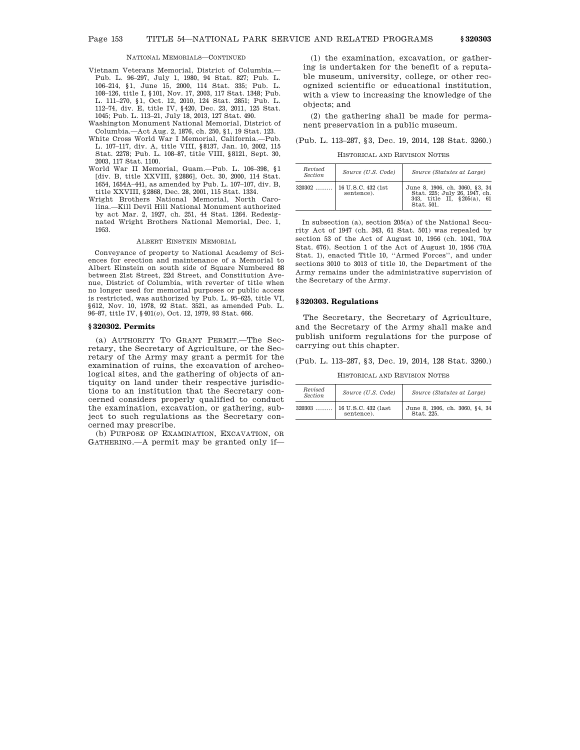NATIONAL MEMORIALS—CONTINUED

Vietnam Veterans Memorial, District of Columbia.—Pub. L. 96–297, July 1, 1980, 94 Stat. 827; Pub. L. 106–214, §1, June 15, 2000, 114 Stat. 335; Pub. L. 108–126, title I, §101, Nov. 17, 2003, 117 Stat. 1348; Pub. L. 111–270, §1, Oct. 12, 2010, 124 Stat. 2851; Pub. L. 112–74, div. E, title IV, §420, Dec. 23, 2011, 125 Stat. 1045; Pub. L. 113–21, July 18, 2013, 127 Stat. 490.

Washington Monument National Memorial, District of Columbia.—Act Aug. 2, 1876, ch. 250, §1, 19 Stat. 123.

White Cross World War I Memorial, California.—Pub. L. 107–117, div. A, title VIII, §8137, Jan. 10, 2002, 115 Stat. 2278; Pub. L. 108–87, title VIII, §8121, Sept. 30, 2003, 117 Stat. 1100.

World War II Memorial, Guam.—Pub. L. 106–398, §1 [div. B, title XXVIII, §2886], Oct. 30, 2000, 114 Stat. 1654, 1654A–441, as amended by Pub. L. 107–107, div. B, title XXVIII, §2868, Dec. 28, 2001, 115 Stat. 1334.

Wright Brothers National Memorial, North Carolina.—Kill Devil Hill National Monument authorized by act Mar. 2, 1927, ch. 251, 44 Stat. 1264. Redesignated Wright Brothers National Memorial, Dec. 1, 1953.

ALBERT EINSTEIN MEMORIAL

Conveyance of property to National Academy of Sciences for erection and maintenance of a Memorial to Albert Einstein on south side of Square Numbered 88 between 21st Street, 22d Street, and Constitution Avenue, District of Columbia, with reverter of title when no longer used for memorial purposes or public access is restricted, was authorized by Pub. L. 95–625, title VI, §612, Nov. 10, 1978, 92 Stat. 3521, as amended Pub. L. 96–87, title IV, §401(*o*), Oct. 12, 1979, 93 Stat. 666.

### § 320302. Permits

(a) AUTHORITY TO GRANT PERMIT.—The Secretary, the Secretary of Agriculture, or the Secretary of the Army may grant a permit for the examination of ruins, the excavation of archeological sites, and the gathering of objects of antiquity on land under their respective jurisdictions to an institution that the Secretary concerned considers properly qualified to conduct the examination, excavation, or gathering, subject to such regulations as the Secretary concerned may prescribe.

(b) PURPOSE OF EXAMINATION, EXCAVATION, OR GATHERING.—A permit may be granted only if—

(1) the examination, excavation, or gathering is undertaken for the benefit of a reputable museum, university, college, or other recognized scientific or educational institution, with a view to increasing the knowledge of the objects; and

(2) the gathering shall be made for permanent preservation in a public museum.

(Pub. L. 113–287, §3, Dec. 19, 2014, 128 Stat. 3260.)

HISTORICAL AND REVISION NOTES

| *Revised Section* | *Source (U.S. Code)* | *Source (Statutes at Large)* |
|---|---|---|
| 320302 ......... | 16 U.S.C. 432 (1st sentence). | June 8, 1906, ch. 3060, §3, 34 Stat. 225; July 26, 1947, ch. 343, title II, §205(a), 61 Stat. 501. |

In subsection (a), section 205(a) of the National Security Act of 1947 (ch. 343, 61 Stat. 501) was repealed by section 53 of the Act of August 10, 1956 (ch. 1041, 70A Stat. 676). Section 1 of the Act of August 10, 1956 (70A Stat. 1), enacted Title 10, ''Armed Forces'', and under sections 3010 to 3013 of title 10, the Department of the Army remains under the administrative supervision of the Secretary of the Army.

### § 320303. Regulations

The Secretary, the Secretary of Agriculture, and the Secretary of the Army shall make and publish uniform regulations for the purpose of carrying out this chapter.

(Pub. L. 113–287, §3, Dec. 19, 2014, 128 Stat. 3260.)

HISTORICAL AND REVISION NOTES

| *Revised Section* | *Source (U.S. Code)* | *Source (Statutes at Large)* |
|---|---|---|
| 320303 ......... | 16 U.S.C. 432 (last sentence). | June 8, 1906, ch. 3060, §4, 34 Stat. 225. |